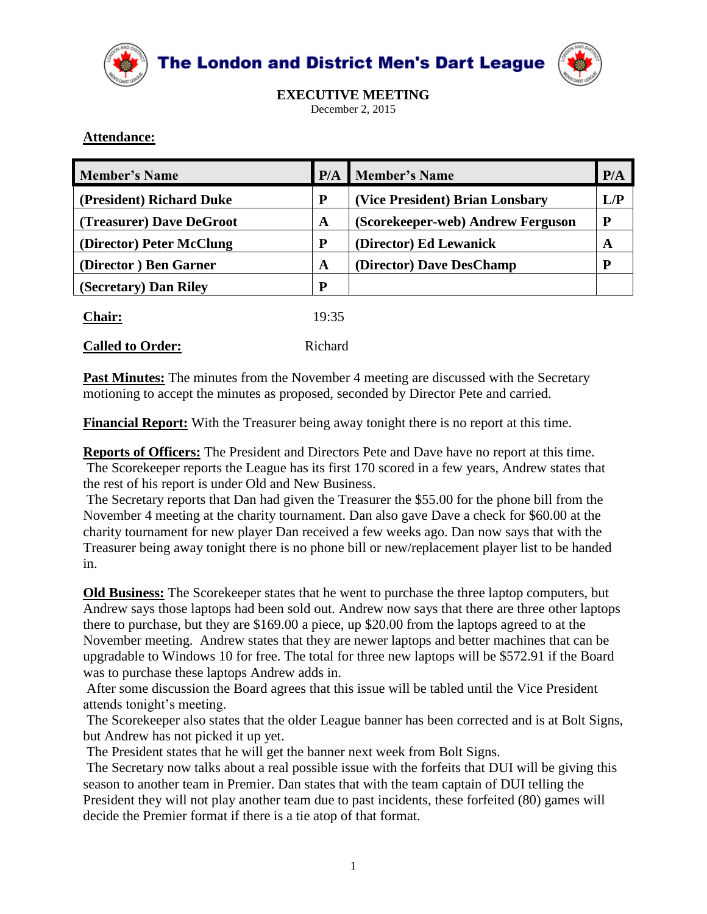# The London and District Men's Dart League

## EXECUTIVE MEETING

December 2, 2015

**Attendance:**

| Member's Name | P/A | Member's Name | P/A |
|---|---|---|---|
| (President) Richard Duke | P | (Vice President) Brian Lonsbary | L/P |
| (Treasurer) Dave DeGroot | A | (Scorekeeper-web) Andrew Ferguson | P |
| (Director) Peter McClung | P | (Director) Ed Lewanick | A |
| (Director ) Ben Garner | A | (Director) Dave DesChamp | P |
| (Secretary) Dan Riley | P | | |

**Chair:** 19:35

**Called to Order:** Richard

**Past Minutes:** The minutes from the November 4 meeting are discussed with the Secretary motioning to accept the minutes as proposed, seconded by Director Pete and carried.

**Financial Report:** With the Treasurer being away tonight there is no report at this time.

**Reports of Officers:** The President and Directors Pete and Dave have no report at this time.
The Scorekeeper reports the League has its first 170 scored in a few years, Andrew states that the rest of his report is under Old and New Business.
The Secretary reports that Dan had given the Treasurer the $55.00 for the phone bill from the November 4 meeting at the charity tournament. Dan also gave Dave a check for $60.00 at the charity tournament for new player Dan received a few weeks ago. Dan now says that with the Treasurer being away tonight there is no phone bill or new/replacement player list to be handed in.

**Old Business:** The Scorekeeper states that he went to purchase the three laptop computers, but Andrew says those laptops had been sold out. Andrew now says that there are three other laptops there to purchase, but they are $169.00 a piece, up $20.00 from the laptops agreed to at the November meeting. Andrew states that they are newer laptops and better machines that can be upgradable to Windows 10 for free. The total for three new laptops will be $572.91 if the Board was to purchase these laptops Andrew adds in.
After some discussion the Board agrees that this issue will be tabled until the Vice President attends tonight's meeting.
The Scorekeeper also states that the older League banner has been corrected and is at Bolt Signs, but Andrew has not picked it up yet.
The President states that he will get the banner next week from Bolt Signs.
The Secretary now talks about a real possible issue with the forfeits that DUI will be giving this season to another team in Premier. Dan states that with the team captain of DUI telling the President they will not play another team due to past incidents, these forfeited (80) games will decide the Premier format if there is a tie atop of that format.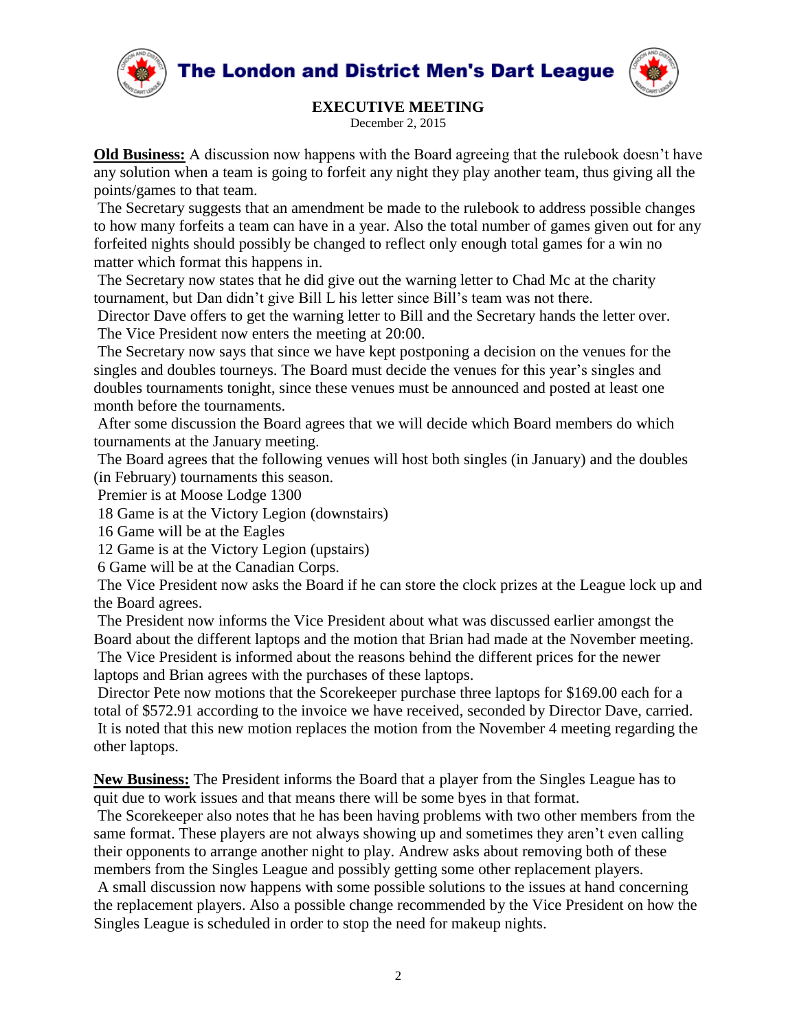# The London and District Men's Dart League

## EXECUTIVE MEETING

December 2, 2015

**Old Business:** A discussion now happens with the Board agreeing that the rulebook doesn't have any solution when a team is going to forfeit any night they play another team, thus giving all the points/games to that team.

The Secretary suggests that an amendment be made to the rulebook to address possible changes to how many forfeits a team can have in a year. Also the total number of games given out for any forfeited nights should possibly be changed to reflect only enough total games for a win no matter which format this happens in.

The Secretary now states that he did give out the warning letter to Chad Mc at the charity tournament, but Dan didn't give Bill L his letter since Bill's team was not there.

Director Dave offers to get the warning letter to Bill and the Secretary hands the letter over.

The Vice President now enters the meeting at 20:00.

The Secretary now says that since we have kept postponing a decision on the venues for the singles and doubles tourneys. The Board must decide the venues for this year's singles and doubles tournaments tonight, since these venues must be announced and posted at least one month before the tournaments.

After some discussion the Board agrees that we will decide which Board members do which tournaments at the January meeting.

The Board agrees that the following venues will host both singles (in January) and the doubles (in February) tournaments this season.

Premier is at Moose Lodge 1300

18 Game is at the Victory Legion (downstairs)

16 Game will be at the Eagles

12 Game is at the Victory Legion (upstairs)

6 Game will be at the Canadian Corps.

The Vice President now asks the Board if he can store the clock prizes at the League lock up and the Board agrees.

The President now informs the Vice President about what was discussed earlier amongst the Board about the different laptops and the motion that Brian had made at the November meeting.

The Vice President is informed about the reasons behind the different prices for the newer laptops and Brian agrees with the purchases of these laptops.

Director Pete now motions that the Scorekeeper purchase three laptops for $169.00 each for a total of $572.91 according to the invoice we have received, seconded by Director Dave, carried.

It is noted that this new motion replaces the motion from the November 4 meeting regarding the other laptops.

**New Business:** The President informs the Board that a player from the Singles League has to quit due to work issues and that means there will be some byes in that format.

The Scorekeeper also notes that he has been having problems with two other members from the same format. These players are not always showing up and sometimes they aren't even calling their opponents to arrange another night to play. Andrew asks about removing both of these members from the Singles League and possibly getting some other replacement players.

A small discussion now happens with some possible solutions to the issues at hand concerning the replacement players. Also a possible change recommended by the Vice President on how the Singles League is scheduled in order to stop the need for makeup nights.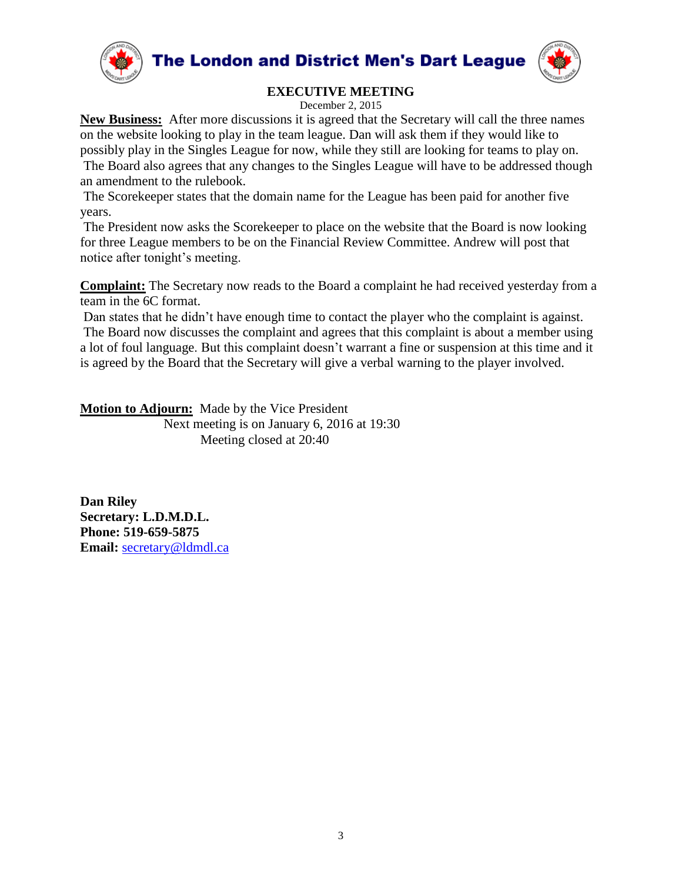# The London and District Men's Dart League

## EXECUTIVE MEETING

December 2, 2015

**New Business:** After more discussions it is agreed that the Secretary will call the three names on the website looking to play in the team league. Dan will ask them if they would like to possibly play in the Singles League for now, while they still are looking for teams to play on.

The Board also agrees that any changes to the Singles League will have to be addressed though an amendment to the rulebook.

The Scorekeeper states that the domain name for the League has been paid for another five years.

The President now asks the Scorekeeper to place on the website that the Board is now looking for three League members to be on the Financial Review Committee. Andrew will post that notice after tonight's meeting.

**Complaint:** The Secretary now reads to the Board a complaint he had received yesterday from a team in the 6C format.

Dan states that he didn't have enough time to contact the player who the complaint is against.

The Board now discusses the complaint and agrees that this complaint is about a member using a lot of foul language. But this complaint doesn't warrant a fine or suspension at this time and it is agreed by the Board that the Secretary will give a verbal warning to the player involved.

**Motion to Adjourn:** Made by the Vice President

Next meeting is on January 6, 2016 at 19:30

Meeting closed at 20:40

**Dan Riley**
**Secretary: L.D.M.D.L.**
**Phone: 519-659-5875**
**Email:** secretary@ldmdl.ca